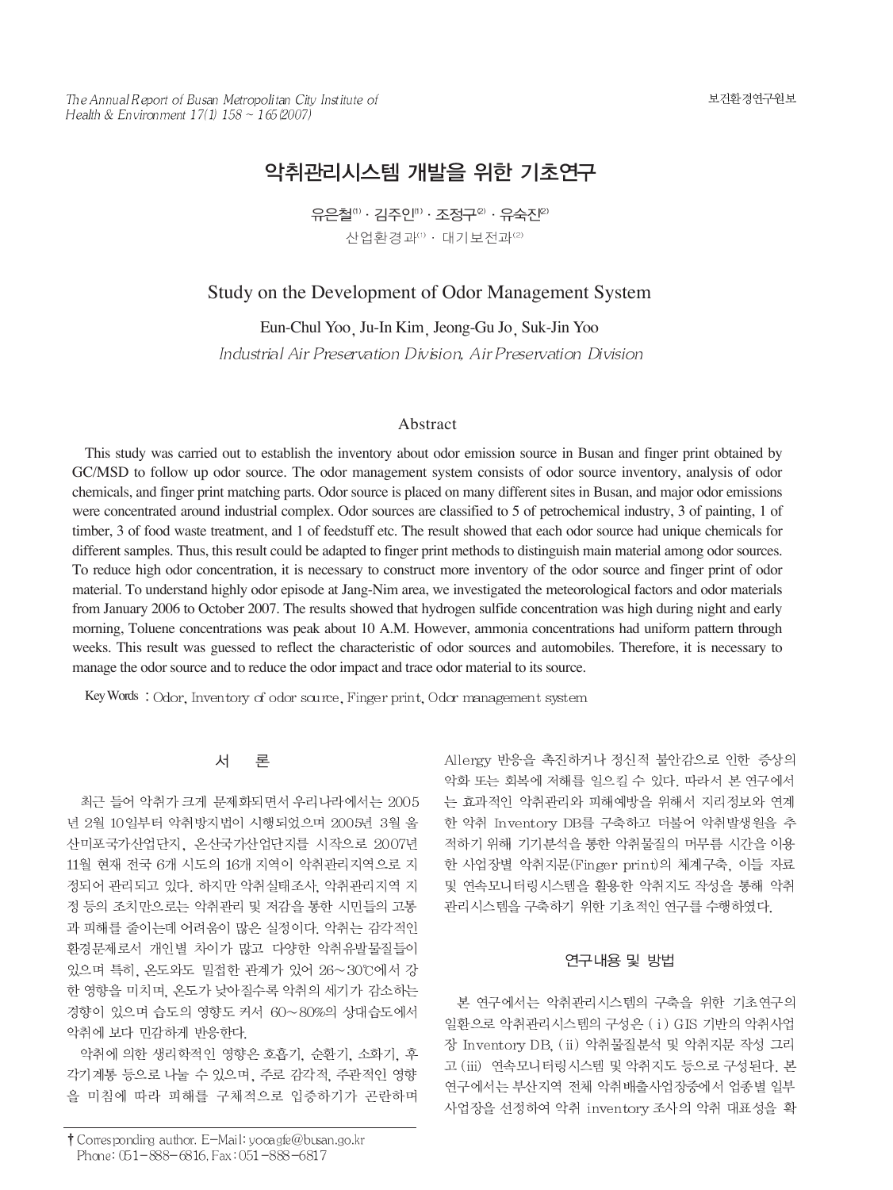# 악취관리시스템 개발을 위한 기초연구

유은철[1] · 김주인[1] · 조정구[2] · 유숙진[2]

산업환경과[1] · 대기보전과[2]

# Study on the Development of Odor Management System

Eun-Chul Yoo, Ju-In Kim, Jeong-Gu Jo, Suk-Jin Yoo

*Industrial Air Preservation Division, Air Preservation Division*

## Abstract

This study was carried out to establish the inventory about odor emission source in Busan and finger print obtained by GC/MSD to follow up odor source. The odor management system consists of odor source inventory, analysis of odor chemicals, and finger print matching parts. Odor source is placed on many different sites in Busan, and major odor emissions were concentrated around industrial complex. Odor sources are classified to 5 of petrochemical industry, 3 of painting, 1 of timber, 3 of food waste treatment, and 1 of feedstuff etc. The result showed that each odor source had unique chemicals for different samples. Thus, this result could be adapted to finger print methods to distinguish main material among odor sources. To reduce high odor concentration, it is necessary to construct more inventory of the odor source and finger print of odor material. To understand highly odor episode at Jang-Nim area, we investigated the meteorological factors and odor materials from January 2006 to October 2007. The results showed that hydrogen sulfide concentration was high during night and early morning, Toluene concentrations was peak about 10 A.M. However, ammonia concentrations had uniform pattern through weeks. This result was guessed to reflect the characteristic of odor sources and automobiles. Therefore, it is necessary to manage the odor source and to reduce the odor impact and trace odor material to its source.

Key Words : Odor, Inventory of odor source, Finger print, Odor management system

## 서 론

최근 들어 악취가 크게 문제화되면서 우리나라에서는 2005년 2월 10일부터 악취방지법이 시행되었으며 2005년 3월 울산미포국가산업단지, 온산국가산업단지를 시작으로 2007년 11월 현재 전국 6개 시도의 16개 지역이 악취관리지역으로 지정되어 관리되고 있다. 하지만 악취실태조사, 악취관리지역 지정 등의 조치만으로는 악취관리 및 저감을 통한 시민들의 고통과 피해를 줄이는데 어려움이 많은 실정이다. 악취는 감각적인 환경문제로서 개인별 차이가 많고 다양한 악취유발물질들이 있으며 특히, 온도와도 밀접한 관계가 있어 26～30℃에서 강한 영향을 미치며, 온도가 낮아질수록 악취의 세기가 감소하는 경향이 있으며 습도의 영향도 커서 60～80%의 상대습도에서 악취에 보다 민감하게 반응한다.

악취에 의한 생리학적인 영향은 호흡기, 순환기, 소화기, 후각기계통 등으로 나눌 수 있으며, 주로 감각적, 주관적인 영향을 미침에 따라 피해를 구체적으로 입증하기가 곤란하며 Allergy 반응을 촉진하거나 정신적 불안감으로 인한 증상의 악화 또는 회복에 저해를 일으킬 수 있다. 따라서 본 연구에서는 효과적인 악취관리와 피해예방을 위해서 지리정보와 연계한 악취 Inventory DB를 구축하고 더불어 악취발생원을 추적하기 위해 기기분석을 통한 악취물질의 머무름 시간을 이용한 사업장별 악취지문(Finger print)의 체계구축, 이들 자료 및 연속모니터링시스템을 활용한 악취지도 작성을 통해 악취관리시스템을 구축하기 위한 기초적인 연구를 수행하였다.

## 연구내용 및 방법

본 연구에서는 악취관리시스템의 구축을 위한 기초연구의 일환으로 악취관리시스템의 구성은 (ⅰ) GIS 기반의 악취사업장 Inventory DB, (ⅱ) 악취물질분석 및 악취지문 작성 그리고 (ⅲ) 연속모니터링시스템 및 악취지도 등으로 구성된다. 본 연구에서는 부산지역 전체 악취배출사업장중에서 업종별 일부 사업장을 선정하여 악취 inventory 조사의 악취 대표성을 확

† Corresponding author. E-Mail: yooagfe@busan.go.kr
Phone: 051-888-6816, Fax: 051-888-6817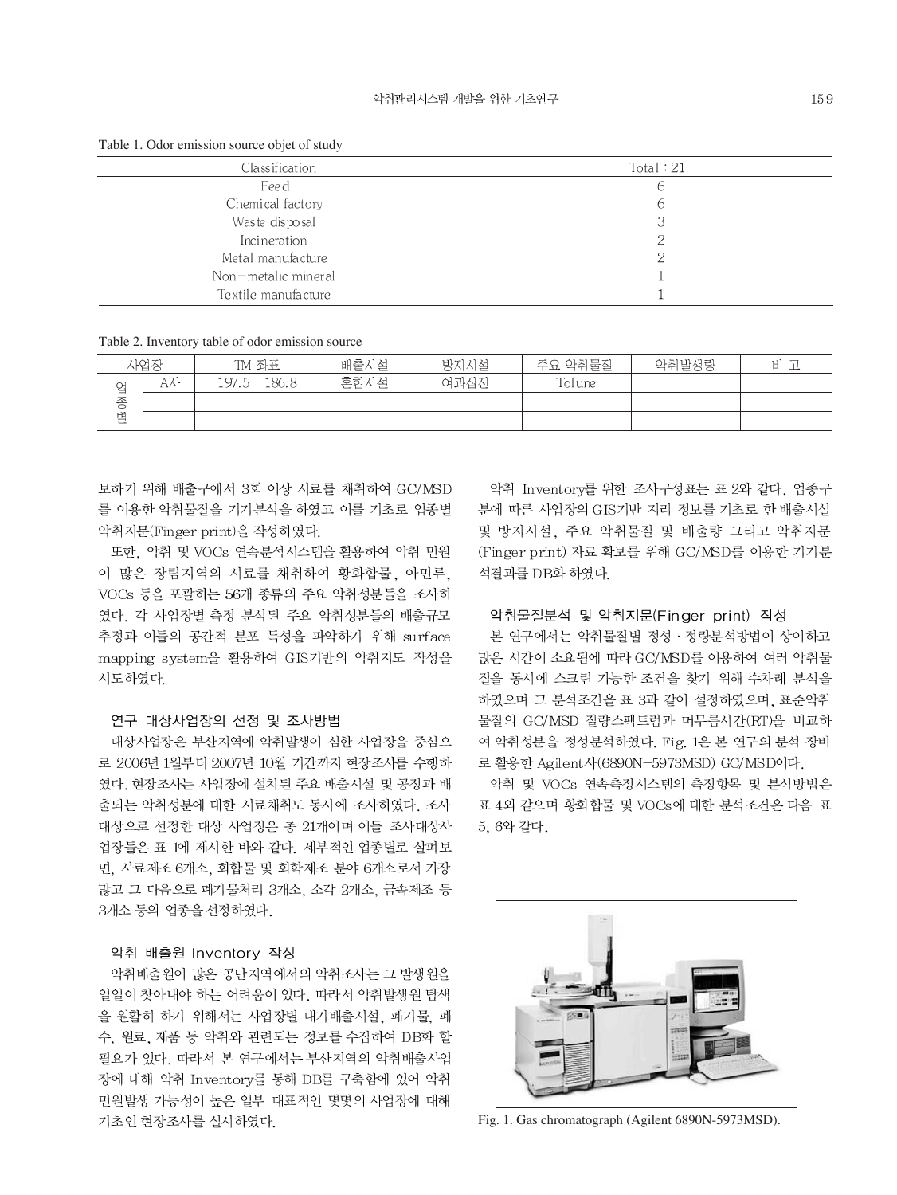Table 1. Odor emission source objet of study

| Classification | Total : 21 |
|---|---|
| Feed | 6 |
| Chemical factory | 6 |
| Waste disposal | 3 |
| Incineration | 2 |
| Metal manufacture | 2 |
| Non-metalic mineral | 1 |
| Textile manufacture | 1 |

Table 2. Inventory table of odor emission source

| 사업장 | | TM 좌표 | 배출시설 | 방지시설 | 주요 악취물질 | 악취발생량 | 비 고 |
|---|---|---|---|---|---|---|---|
| 업종별 | A사 | 197.5 186.8 | 혼합시설 | 여과집진 | Tolune | | |
| | | | | | | | |
| | | | | | | | |

보하기 위해 배출구에서 3회 이상 시료를 채취하여 GC/MSD를 이용한 악취물질을 기기분석을 하였고 이를 기초로 업종별 악취지문(Finger print)을 작성하였다.

또한, 악취 및 VOCs 연속분석시스템을 활용하여 악취 민원이 많은 장림지역의 시료를 채취하여 황화합물, 아민류, VOCs 등을 포괄하는 56개 종류의 주요 악취성분들을 조사하였다. 각 사업장별 측정 분석된 주요 악취성분들의 배출규모 추정과 이들의 공간적 분포 특성을 파악하기 위해 surface mapping system을 활용하여 GIS기반의 악취지도 작성을 시도하였다.

### 연구 대상사업장의 선정 및 조사방법

대상사업장은 부산지역에 악취발생이 심한 사업장을 중심으로 2006년 1월부터 2007년 10월 기간까지 현장조사를 수행하였다. 현장조사는 사업장에 설치된 주요 배출시설 및 공정과 배출되는 악취성분에 대한 시료채취도 동시에 조사하였다. 조사대상으로 선정한 대상 사업장은 총 21개이며 이들 조사대상사업장들은 표 1에 제시한 바와 같다. 세부적인 업종별로 살펴보면, 사료제조 6개소, 화합물 및 화학제조 분야 6개소로서 가장 많고 그 다음으로 폐기물처리 3개소, 소각 2개소, 금속제조 등 3개소 등의 업종을 선정하였다.

### 악취 배출원 Inventory 작성

악취배출원이 많은 공단지역에서의 악취조사는 그 발생원을 일일이 찾아내야 하는 어려움이 있다. 따라서 악취발생원 탐색을 원활히 하기 위해서는 사업장별 대기배출시설, 폐기물, 폐수, 원료, 제품 등 악취와 관련되는 정보를 수집하여 DB화 할 필요가 있다. 따라서 본 연구에서는 부산지역의 악취배출사업장에 대해 악취 Inventory를 통해 DB를 구축함에 있어 악취민원발생 가능성이 높은 일부 대표적인 몇몇의 사업장에 대해 기초인 현장조사를 실시하였다.

악취 Inventory를 위한 조사구성표는 표 2와 같다. 업종구분에 따른 사업장의 GIS기반 지리 정보를 기초로 한 배출시설 및 방지시설, 주요 악취물질 및 배출량 그리고 악취지문(Finger print) 자료 확보를 위해 GC/MSD를 이용한 기기분석결과를 DB화 하였다.

### 악취물질분석 및 악취지문(Finger print) 작성

본 연구에서는 악취물질별 정성·정량분석방법이 상이하고 많은 시간이 소요됨에 따라 GC/MSD를 이용하여 여러 악취물질을 동시에 스크린 가능한 조건을 찾기 위해 수차례 분석을 하였으며 그 분석조건을 표 3과 같이 설정하였으며, 표준악취물질의 GC/MSD 질량스펙트럼과 머무름시간(RT)을 비교하여 악취성분을 정성분석하였다. Fig. 1은 본 연구의 분석 장비로 활용한 Agilent사(6890N-5973MSD) GC/MSD이다.

악취 및 VOCs 연속측정시스템의 측정항목 및 분석방법은 표 4와 같으며 황화합물 및 VOCs에 대한 분석조건은 다음 표 5, 6와 같다.

Fig. 1. Gas chromatograph (Agilent 6890N-5973MSD).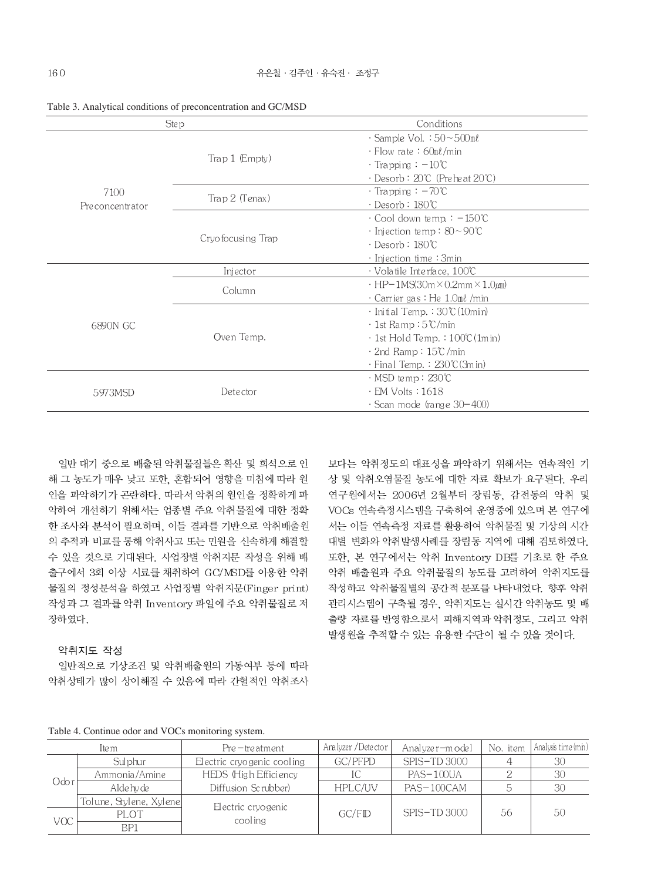Table 3. Analytical conditions of preconcentration and GC/MSD

| Step | | Conditions |
|---|---|---|
| 7100 Preconcentrator | Trap 1 (Empty) | · Sample Vol. : 50~500㎖<br>· Flow rate : 60㎖/min<br>· Trapping : −10℃<br>· Desorb : 20℃ (Preheat 20℃) |
| | Trap 2 (Tenax) | · Trapping : −70℃<br>· Desorb : 180℃ |
| | Cryofocusing Trap | · Cool down temp. : −150℃<br>· Injection temp : 80~90℃<br>· Desorb : 180℃<br>· Injection time : 3min |
| 6890N GC | Injector | · Volatile Interface, 100℃ |
| | Column | · HP−1MS(30m×0.2mm×1.0㎛)<br>· Carrier gas : He 1.0㎖ /min |
| | Oven Temp. | · Initial Temp. : 30℃(10min)<br>· 1st Ramp : 5℃/min<br>· 1st Hold Temp. : 100℃(1min)<br>· 2nd Ramp : 15℃/min<br>· Final Temp. : 230℃(3min) |
| 5973MSD | Detector | · MSD temp : 230℃<br>· EM Volts : 1618<br>· Scan mode (range 30−400) |

일반 대기 중으로 배출된 악취물질들은 확산 및 희석으로 인해 그 농도가 매우 낮고 또한, 혼합되어 영향을 미침에 따라 원인을 파악하기가 곤란하다. 따라서 악취의 원인을 정확하게 파악하여 개선하기 위해서는 업종별 주요 악취물질에 대한 정확한 조사와 분석이 필요하며, 이들 결과를 기반으로 악취배출원의 추적과 비교를 통해 악취사고 또는 민원을 신속하게 해결할 수 있을 것으로 기대된다. 사업장별 악취지문 작성을 위해 배출구에서 3회 이상 시료를 채취하여 GC/MSD를 이용한 악취물질의 정성분석을 하였고 사업장별 악취지문(Finger print) 작성과 그 결과를 악취 Inventory 파일에 주요 악취물질로 저장하였다.

### 악취지도 작성

일반적으로 기상조건 및 악취배출원의 가동여부 등에 따라 악취상태가 많이 상이해질 수 있음에 따라 간헐적인 악취조사보다는 악취정도의 대표성을 파악하기 위해서는 연속적인 기상 및 악취오염물질 농도에 대한 자료 확보가 요구된다. 우리 연구원에서는 2006년 2월부터 장림동, 감전동의 악취 및 VOCs 연속측정시스템을 구축하여 운영중에 있으며 본 연구에서는 이들 연속측정 자료를 활용하여 악취물질 및 기상의 시간대별 변화와 악취발생사례를 장림동 지역에 대해 검토하였다. 또한, 본 연구에서는 악취 Inventory DB를 기초로 한 주요 악취 배출원과 주요 악취물질의 농도를 고려하여 악취지도를 작성하고 악취물질별의 공간적 분포를 나타내었다. 향후 악취관리시스템이 구축될 경우, 악취지도는 실시간 악취농도 및 배출량 자료를 반영함으로서 피해지역과 악취정도, 그리고 악취발생원을 추적할 수 있는 유용한 수단이 될 수 있을 것이다.

Table 4. Continue odor and VOCs monitoring system.

| Item | | Pre−treatment | Analyzer /Detector | Analyzer−model | No. item | Analysis time(min) |
|---|---|---|---|---|---|---|
| Odor | Sulphur | Electric cryogenic cooling | GC/PFPD | SPIS−TD 3000 | 4 | 30 |
| | Ammonia/Amine | HEDS (High Efficiency Diffusion Scrubber) | IC | PAS−100UA | 2 | 30 |
| | Aldehyde | | HPLC/UV | PAS−100CAM | 5 | 30 |
| VOC | Tolune, Stylene, Xylene | Electric cryogenic cooling | GC/FID | SPIS−TD 3000 | 56 | 50 |
| | PLOT | | | | | |
| | BP1 | | | | | |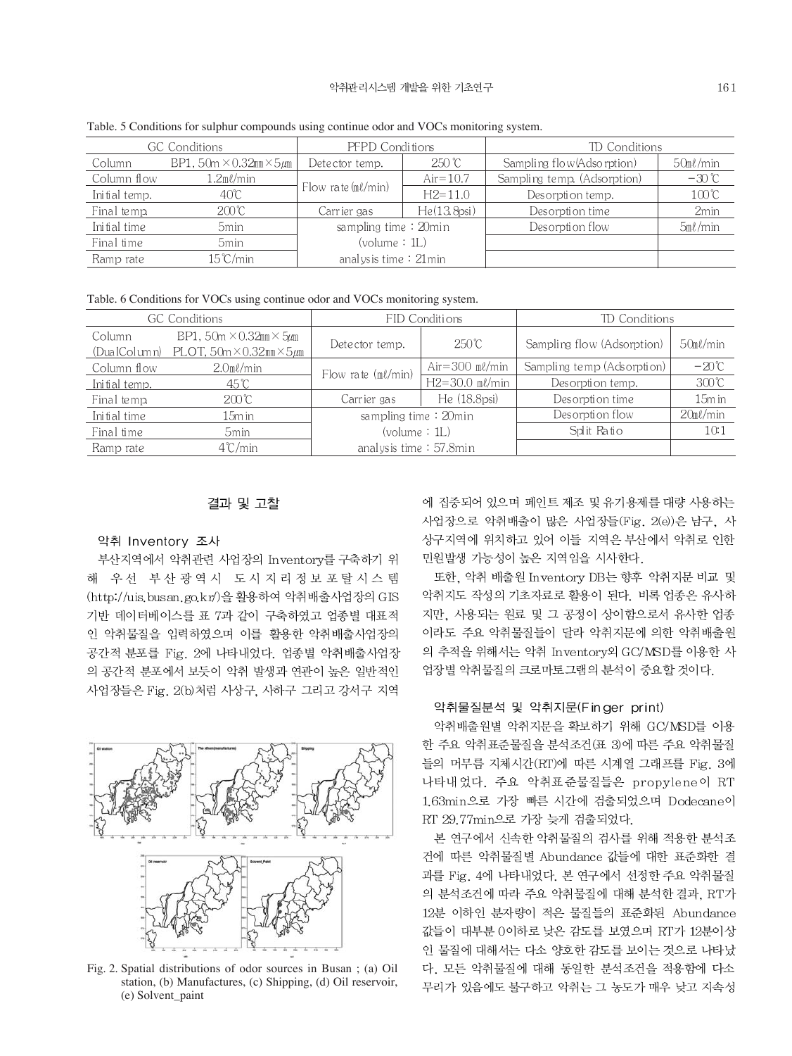Table. 5 Conditions for sulphur compounds using continue odor and VOCs monitoring system.

| GC Conditions | | PFPD Conditions | | TD Conditions | |
|---|---|---|---|---|---|
| Column | BP1, 50m×0.32㎜×5㎛ | Detector temp. | 250℃ | Sampling flow(Adsorption) | 50㎖/min |
| Column flow | 1.2㎖/min | Flow rate(㎖/min) | Air=10.7 | Sampling temp. (Adsorption) | −30℃ |
| Initial temp. | 40℃ | | H2=11.0 | Desorption temp. | 100℃ |
| Final temp. | 200℃ | Carrier gas | He(13.8psi) | Desorption time | 2min |
| Initial time | 5min | sampling time : 20min | | Desorption flow | 5㎖/min |
| Final time | 5min | (volume : 1L) | | | |
| Ramp rate | 15℃/min | analysis time : 21min | | | |

Table. 6 Conditions for VOCs using continue odor and VOCs monitoring system.

| GC Conditions | | FID Conditions | | TD Conditions | |
|---|---|---|---|---|---|
| Column (DualColumn) | BP1, 50m×0.32㎜×5㎛ PLOT, 50m×0.32㎜×5㎛ | Detector temp. | 250℃ | Sampling flow (Adsorption) | 50㎖/min |
| Column flow | 2.0㎖/min | Flow rate (㎖/min) | Air=300 ㎖/min | Sampling temp (Adsorption) | −20℃ |
| Initial temp. | 45℃ | | H2=30.0 ㎖/min | Desorption temp. | 300℃ |
| Final temp. | 200℃ | Carrier gas | He (18.8psi) | Desorption time | 15min |
| Initial time | 15min | sampling time : 20min | | Desorption flow | 20㎖/min |
| Final time | 5min | (volume : 1L) | | Split Ratio | 10:1 |
| Ramp rate | 4℃/min | analysis time : 57.8min | | | |

## 결과 및 고찰

### 악취 Inventory 조사

부산지역에서 악취관련 사업장의 Inventory를 구축하기 위해 우선 부산광역시 도시지리정보포탈시스템(http://uis.busan.go.kr/)을 활용하여 악취배출사업장의 GIS 기반 데이터베이스를 표 7과 같이 구축하였고 업종별 대표적인 악취물질을 입력하였으며 이를 활용한 악취배출사업장의 공간적 분포를 Fig. 2에 나타내었다. 업종별 악취배출사업장의 공간적 분포에서 보듯이 악취 발생과 연관이 높은 일반적인 사업장들은 Fig. 2(b)처럼 사상구, 사하구 그리고 강서구 지역에 집중되어 있으며 페인트 제조 및 유기용제를 대량 사용하는 사업장으로 악취배출이 많은 사업장들(Fig. 2(e))은 남구, 사상구지역에 위치하고 있어 이들 지역은 부산에서 악취로 인한 민원발생 가능성이 높은 지역임을 시사한다.

Fig. 2. Spatial distributions of odor sources in Busan ; (a) Oil station, (b) Manufactures, (c) Shipping, (d) Oil reservoir, (e) Solvent_paint

또한, 악취 배출원 Inventory DB는 향후 악취지문 비교 및 악취지도 작성의 기초자료로 활용이 된다. 비록 업종은 유사하지만, 사용되는 원료 및 그 공정이 상이함으로서 유사한 업종이라도 주요 악취물질들이 달라 악취지문에 의한 악취배출원의 추적을 위해서는 악취 Inventory와 GC/MSD를 이용한 사업장별 악취물질의 크로마토그램의 분석이 중요할 것이다.

### 악취물질분석 및 악취지문(Finger print)

악취배출원별 악취지문을 확보하기 위해 GC/MSD를 이용한 주요 악취표준물질을 분석조건(표 3)에 따른 주요 악취물질들의 머무름 지체시간(RT)에 따른 시계열 그래프를 Fig. 3에 나타내었다. 주요 악취표준물질들은 propylene이 RT 1.63min으로 가장 빠른 시간에 검출되었으며 Dodecane이 RT 29.77min으로 가장 늦게 검출되었다.

본 연구에서 신속한 악취물질의 검사를 위해 적용한 분석조건에 따른 악취물질별 Abundance 값들에 대한 표준화한 결과를 Fig. 4에 나타내었다. 본 연구에서 선정한 주요 악취물질의 분석조건에 따라 주요 악취물질에 대해 분석한 결과, RT가 12분 이하인 분자량이 적은 물질들의 표준화된 Abundance 값들이 대부분 0이하로 낮은 감도를 보였으며 RT가 12분이상인 물질에 대해서는 다소 양호한 감도를 보이는 것으로 나타났다. 모든 악취물질에 대해 동일한 분석조건을 적용함에 다소 무리가 있음에도 불구하고 악취는 그 농도가 매우 낮고 지속성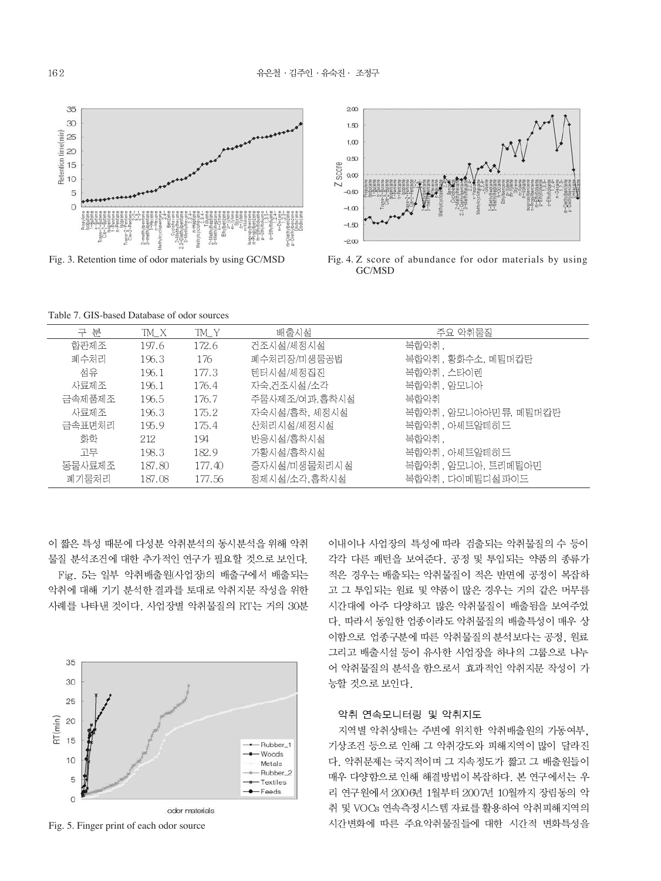Fig. 3. Retention time of odor materials by using GC/MSD

Fig. 4. Z score of abundance for odor materials by using GC/MSD

Table 7. GIS-based Database of odor sources

| 구 분 | TM_X | TM_Y | 배출시설 | 주요 악취물질 |
|---|---|---|---|---|
| 합판제조 | 197.6 | 172.6 | 건조시설/세정시설 | 복합악취, |
| 폐수처리 | 196.3 | 176 | 폐수처리장/미생물공법 | 복합악취, 황화수소, 메틸머캅탄 |
| 섬유 | 196.1 | 177.3 | 텐터시설/세정집진 | 복합악취, 스타이렌 |
| 사료제조 | 196.1 | 176.4 | 자숙,건조시설/소각 | 복합악취, 암모니아 |
| 금속제품제조 | 196.5 | 176.7 | 주물사제조/여과,흡착시설 | 복합악취 |
| 사료제조 | 196.3 | 175.2 | 자숙시설/흡착, 세정시설 | 복합악취, 암모니아아민류, 메틸머캅탄 |
| 금속표면처리 | 195.9 | 175.4 | 산처리시설/세정시설 | 복합악취, 아세트알데히드 |
| 화학 | 212 | 194 | 반응시설/흡착시설 | 복합악취, |
| 고무 | 198.3 | 182.9 | 가황시설/흡착시설 | 복합악취, 아세트알데히드 |
| 동물사료제조 | 187.80 | 177.40 | 증자시설/미생물처리시설 | 복합악취, 암모니아, 트리메틸아민 |
| 폐기물처리 | 187.08 | 177.56 | 정제시설/소각,흡착시설 | 복합악취, 다이메틸디설파이드 |

이 짧은 특성 때문에 다성분 악취분석의 동시분석을 위해 악취물질 분석조건에 대한 추가적인 연구가 필요할 것으로 보인다.

Fig. 5는 일부 악취배출원(사업장)의 배출구에서 배출되는 악취에 대해 기기 분석한 결과를 토대로 악취지문 작성을 위한 사례를 나타낸 것이다. 사업장별 악취물질의 RT는 거의 30분 이내이나 사업장의 특성에 따라 검출되는 악취물질의 수 등이 각각 다른 패턴을 보여준다. 공정 및 투입되는 약품의 종류가 적은 경우는 배출되는 악취물질이 적은 반면에 공정이 복잡하고 그 투입되는 원료 및 약품이 많은 경우는 거의 같은 머무름 시간대에 아주 다양하고 많은 악취물질이 배출됨을 보여주었다. 따라서 동일한 업종이라도 악취물질의 배출특성이 매우 상이함으로 업종구분에 따른 악취물질의 분석보다는 공정, 원료 그리고 배출시설 등이 유사한 사업장을 하나의 그룹으로 나누어 악취물질의 분석을 함으로서 효과적인 악취지문 작성이 가능할 것으로 보인다.

Fig. 5. Finger print of each odor source

### 악취 연속모니터링 및 악취지도

지역별 악취상태는 주변에 위치한 악취배출원의 가동여부, 기상조건 등으로 인해 그 악취강도와 피해지역이 많이 달라진다. 악취문제는 국지적이며 그 지속정도가 짧고 그 배출원들이 매우 다양함으로 인해 해결방법이 복잡하다. 본 연구에서는 우리 연구원에서 2006년 1월부터 2007년 10월까지 장림동의 악취 및 VOCs 연속측정시스템 자료를 활용하여 악취피해지역의 시간변화에 따른 주요악취물질들에 대한 시간적 변화특성을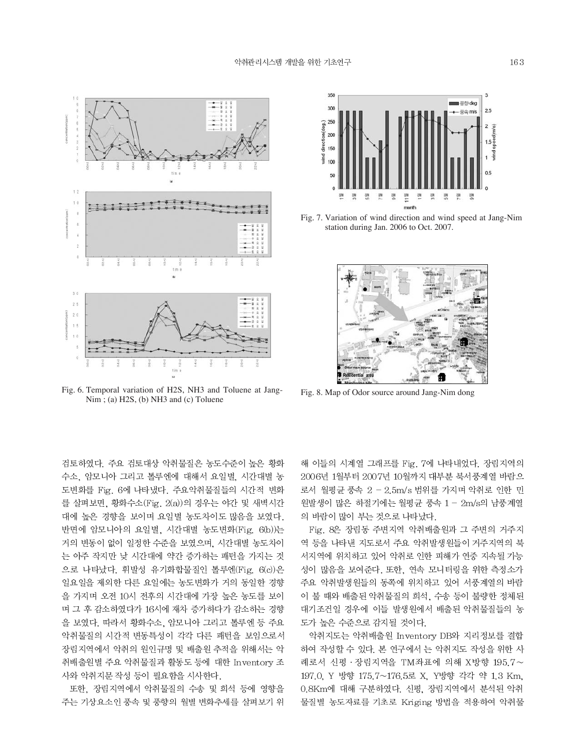Fig. 6. Temporal variation of H2S, NH3 and Toluene at Jang-Nim ; (a) H2S, (b) NH3 and (c) Toluene

Fig. 7. Variation of wind direction and wind speed at Jang-Nim station during Jan. 2006 to Oct. 2007.

Fig. 8. Map of Odor source around Jang-Nim dong

검토하였다. 주요 검토대상 악취물질은 농도수준이 높은 황화수소, 암모니아 그리고 톨루엔에 대해서 요일별, 시간대별 농도변화를 Fig. 6에 나타냈다. 주요악취물질들의 시간적 변화를 살펴보면, 황화수소(Fig. 2(a))의 경우는 야간 및 새벽시간대에 높은 경향을 보이며 요일별 농도차이도 많음을 보였다. 반면에 암모니아의 요일별, 시간대별 농도변화(Fig. 6(b))는 거의 변동이 없이 일정한 수준을 보였으며, 시간대별 농도차이는 아주 작지만 낮 시간대에 약간 증가하는 패턴을 가지는 것으로 나타났다. 휘발성 유기화합물질인 톨루엔(Fig. 6(c))은 일요일을 제외한 다른 요일에는 농도변화가 거의 동일한 경향을 가지며 오전 10시 전후의 시간대에 가장 높은 농도를 보이며 그 후 감소하였다가 16시에 재차 증가하다가 감소하는 경향을 보였다. 따라서 황화수소, 암모니아 그리고 톨루엔 등 주요 악취물질의 시간적 변동특성이 각각 다른 패턴을 보임으로서 장림지역에서 악취의 원인규명 및 배출원 추적을 위해서는 악취배출원별 주요 악취물질과 활동도 등에 대한 Inventory 조사와 악취지문 작성 등이 필요함을 시사한다.

또한, 장림지역에서 악취물질의 수송 및 희석 등에 영향을 주는 기상요소인 풍속 및 풍향의 월별 변화추세를 살펴보기 위해 이들의 시계열 그래프를 Fig. 7에 나타내었다. 장림지역의 2006년 1월부터 2007년 10월까지 대부분 북서풍계열 바람으로서 월평균 풍속 2 - 2.5m/s 범위를 가지며 악취로 인한 민원발생이 많은 하절기에는 월평균 풍속 1 - 2m/s의 남풍계열의 바람이 많이 부는 것으로 나타났다.

Fig. 8은 장림동 주변지역 악취배출원과 그 주변의 거주지역 등을 나타낸 지도로서 주요 악취발생원들이 거주지역의 북서지역에 위치하고 있어 악취로 인한 피해가 연중 지속될 가능성이 많음을 보여준다. 또한, 연속 모니터링을 위한 측정소가 주요 악취발생원들의 동쪽에 위치하고 있어 서풍계열의 바람이 불 때와 배출된 악취물질의 희석, 수송 등이 불량한 정체된 대기조건일 경우에 이들 발생원에서 배출된 악취물질들의 농도가 높은 수준으로 감지될 것이다.

악취지도는 악취배출원 Inventory DB와 지리정보를 결합하여 작성할 수 있다. 본 연구에서 는 악취지도 작성을 위한 사례로서 신평 · 장림지역을 TM좌표에 의해 X방향 195.7～197.0, Y 방향 175.7～176.5로 X, Y방향 각각 약 1.3 Km, 0.8Km에 대해 구분하였다. 신평, 장림지역에서 분석된 악취물질별 농도자료를 기초로 Kriging 방법을 적용하여 악취물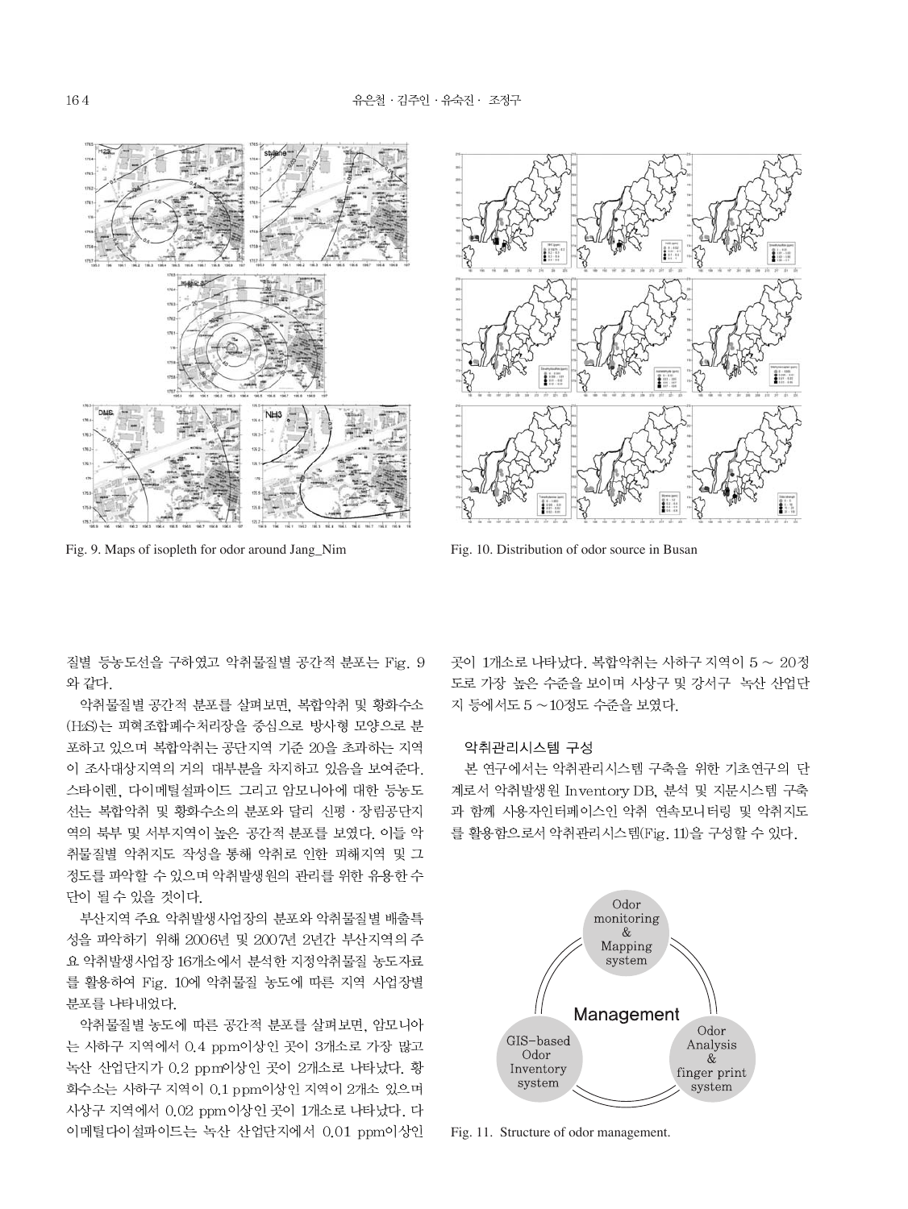Fig. 9. Maps of isopleth for odor around Jang_Nim

Fig. 10. Distribution of odor source in Busan

질별 등농도선을 구하였고 악취물질별 공간적 분포는 Fig. 9와 같다.

악취물질별 공간적 분포를 살펴보면, 복합악취 및 황화수소($H_2S$)는 피혁조합폐수처리장을 중심으로 방사형 모양으로 분포하고 있으며 복합악취는 공단지역 기준 20을 초과하는 지역이 조사대상지역의 거의 대부분을 차지하고 있음을 보여준다. 스타이렌, 다이메틸설파이드 그리고 암모니아에 대한 등농도선는 복합악취 및 황화수소의 분포와 달리 신평 · 장림공단지역의 북부 및 서부지역이 높은 공간적 분포를 보였다. 이들 악취물질별 악취지도 작성을 통해 악취로 인한 피해지역 및 그 정도를 파악할 수 있으며 악취발생원의 관리를 위한 유용한 수단이 될 수 있을 것이다.

부산지역 주요 악취발생사업장의 분포와 악취물질별 배출특성을 파악하기 위해 2006년 및 2007년 2년간 부산지역의 주요 악취발생사업장 16개소에서 분석한 지정악취물질 농도자료를 활용하여 Fig. 10에 악취물질 농도에 따른 지역 사업장별 분포를 나타내었다.

악취물질별 농도에 따른 공간적 분포를 살펴보면, 암모니아는 사하구 지역에서 0.4 ppm이상인 곳이 3개소로 가장 많고 녹산 산업단지가 0.2 ppm이상인 곳이 2개소로 나타났다. 황화수소는 사하구 지역이 0.1 ppm이상인 지역이 2개소 있으며 사상구 지역에서 0.02 ppm이상인 곳이 1개소로 나타났다. 다이메틸다이설파이드는 녹산 산업단지에서 0.01 ppm이상인 곳이 1개소로 나타났다. 복합악취는 사하구 지역이 5 ~ 20정도로 가장 높은 수준을 보이며 사상구 및 강서구 녹산 산업단지 등에서도 5 ~10정도 수준을 보였다.

### 악취관리시스템 구성

본 연구에서는 악취관리시스템 구축을 위한 기초연구의 단계로서 악취발생원 Inventory DB, 분석 및 지문시스템 구축과 함께 사용자인터페이스인 악취 연속모니터링 및 악취지도를 활용함으로서 악취관리시스템(Fig. 11)을 구성할 수 있다.

Fig. 11. Structure of odor management.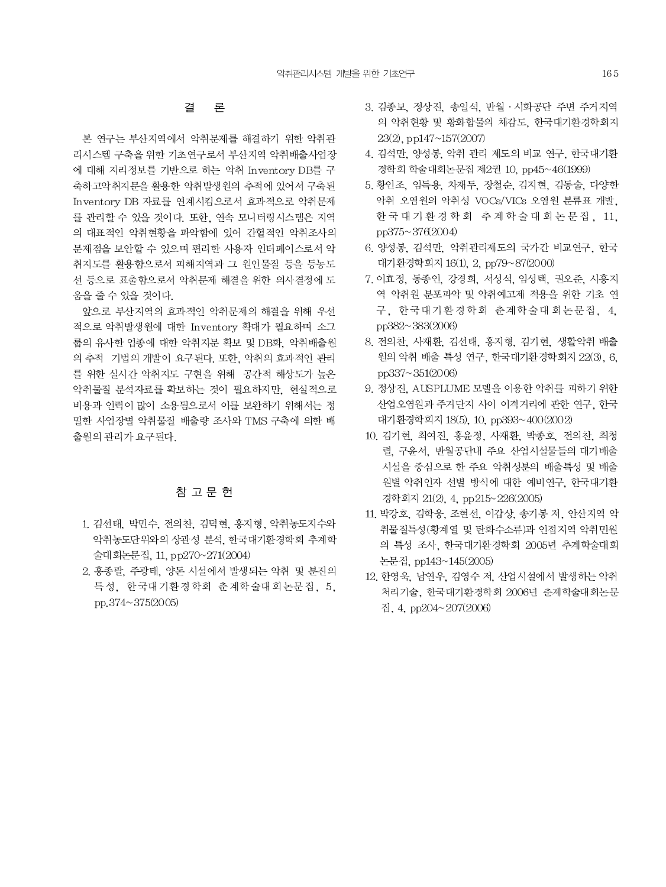## 결 론

본 연구는 부산지역에서 악취문제를 해결하기 위한 악취관리시스템 구축을 위한 기초연구로서 부산지역 악취배출사업장에 대해 지리정보를 기반으로 하는 악취 Inventory DB를 구축하고악취지문을 활용한 악취발생원의 추적에 있어서 구축된 Inventory DB 자료를 연계시킴으로서 효과적으로 악취문제를 관리할 수 있을 것이다. 또한, 연속 모니터링시스템은 지역의 대표적인 악취현황을 파악함에 있어 간헐적인 악취조사의 문제점을 보안할 수 있으며 편리한 사용자 인터페이스로서 악취지도를 활용함으로서 피해지역과 그 원인물질 등을 등농도선 등으로 표출함으로서 악취문제 해결을 위한 의사결정에 도움을 줄 수 있을 것이다.

앞으로 부산지역의 효과적인 악취문제의 해결을 위해 우선적으로 악취발생원에 대한 Inventory 확대가 필요하며 소그룹의 유사한 업종에 대한 악취지문 확보 및 DB화, 악취배출원의 추적 기법의 개발이 요구된다. 또한, 악취의 효과적인 관리를 위한 실시간 악취지도 구현을 위해 공간적 해상도가 높은 악취물질 분석자료를 확보하는 것이 필요하지만, 현실적으로 비용과 인력이 많이 소용됨으로서 이를 보완하기 위해서는 정밀한 사업장별 악취물질 배출량 조사와 TMS 구축에 의한 배출원의 관리가 요구된다.

## 참 고 문 헌

1. 김선태, 박민수, 전의찬, 김덕현, 홍지형, 악취농도지수와 악취농도단위와의 상관성 분석, 한국대기환경학회 추계학술대회논문집, 11, pp270~271(2004)
2. 홍종팔, 주광태, 양돈 시설에서 발생되는 악취 및 분진의 특성, 한국대기환경학회 춘계학술대회논문집, 5, pp.374~375(2005)
3. 김종보, 정상진, 송일석, 반월 · 시화공단 주변 주거지역의 악취현황 및 황화합물의 체감도, 한국대기환경학회지 23(2), pp147~157(2007)
4. 김석만, 양성봉, 악취 관리 제도의 비교 연구, 한국대기환경학회 학술대회논문집 제2권 10, pp45~46(1999)
5. 황인조, 임득용, 차재두, 장철순, 김지현, 김동술, 다양한 악취 오염원의 악취성 VOCs/VICs 오염원 분류표 개발, 한국대기환경학회 추계학술대회논문집, 11, pp375~376(2004)
6. 양성봉, 김석만, 악취관리제도의 국가간 비교연구, 한국대기환경학회지 16(1), 2, pp79~87(2000)
7. 이효정, 동종인, 강경희, 서성석, 임성택, 권오준, 시흥지역 악취원 분포파악 및 악취예고제 적용을 위한 기초 연구, 한국대기환경학회 춘계학술대회논문집, 4, pp382~383(2006)
8. 전의찬, 사재환, 김선태, 홍지형, 김기현, 생활악취 배출원의 악취 배출 특성 연구, 한국대기환경학회지 22(3), 6, pp337~351(2006)
9. 정상진, AUSPLUME 모델을 이용한 악취를 피하기 위한 산업오염원과 주거단지 사이 이격거리에 관한 연구, 한국대기환경학회지 18(5), 10, pp393~400(2002)
10. 김기현, 최여진, 홍윤정, 사재환, 박종호, 전의찬, 최청렬, 구윤서, 반월공단내 주요 산업시설물들의 대기배출시설을 중심으로 한 주요 악취성분의 배출특성 및 배출원별 악취인자 선별 방식에 대한 예비연구, 한국대기환경학회지 21(2), 4, pp215~226(2005)
11. 박강호, 김학웅, 조현선, 이갑상, 송기봉 저, 안산지역 악취물질특성(황계열 및 탄화수소류)과 인접지역 악취민원의 특성 조사, 한국대기환경학회 2005년 추계학술대회 논문집, pp143~145(2005)
12. 한영욱, 남연우, 김영수 저, 산업시설에서 발생하는 악취 처리기술, 한국대기환경학회 2006년 춘계학술대회논문집, 4, pp204~207(2006)